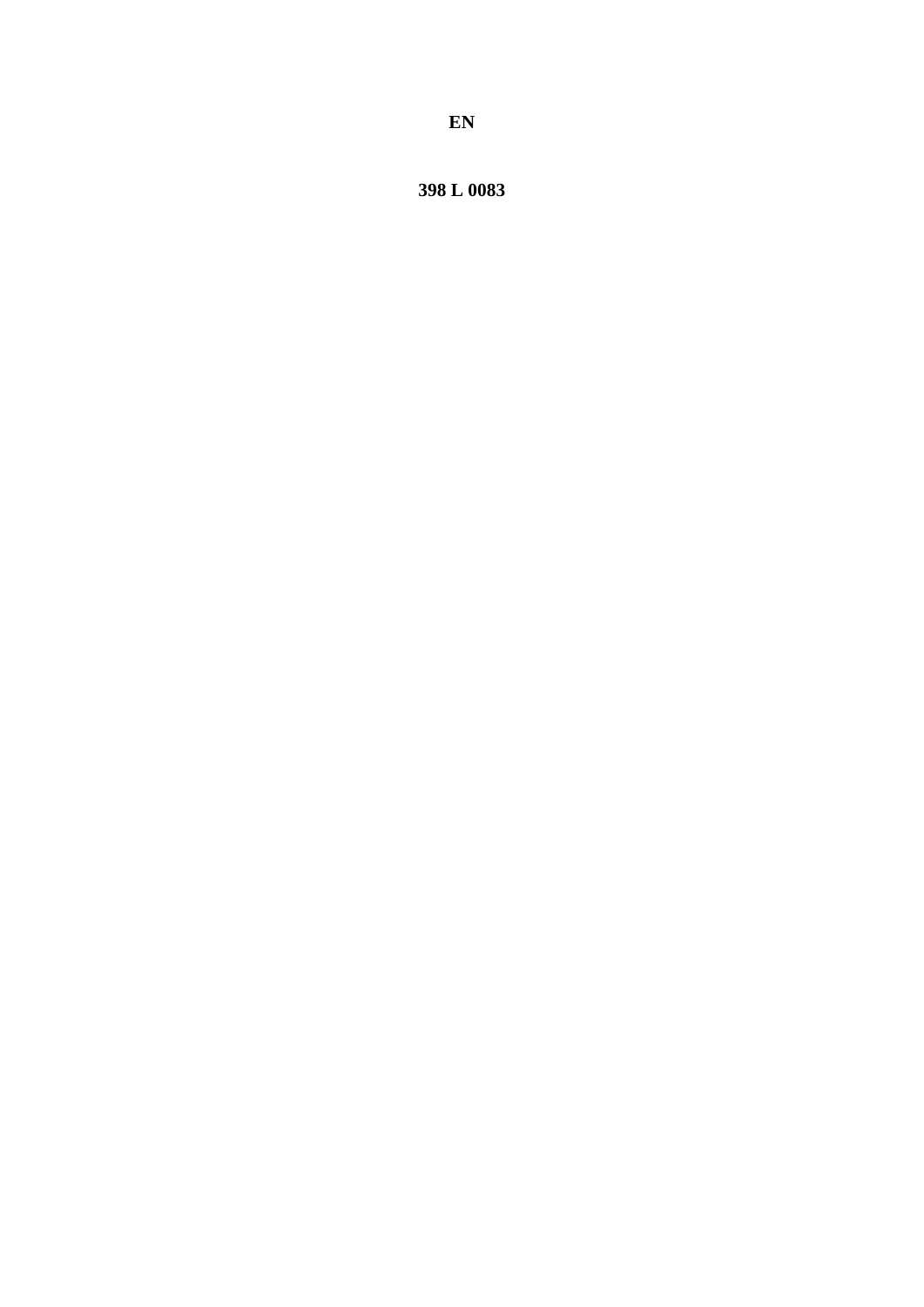**EN**

**398 L 0083**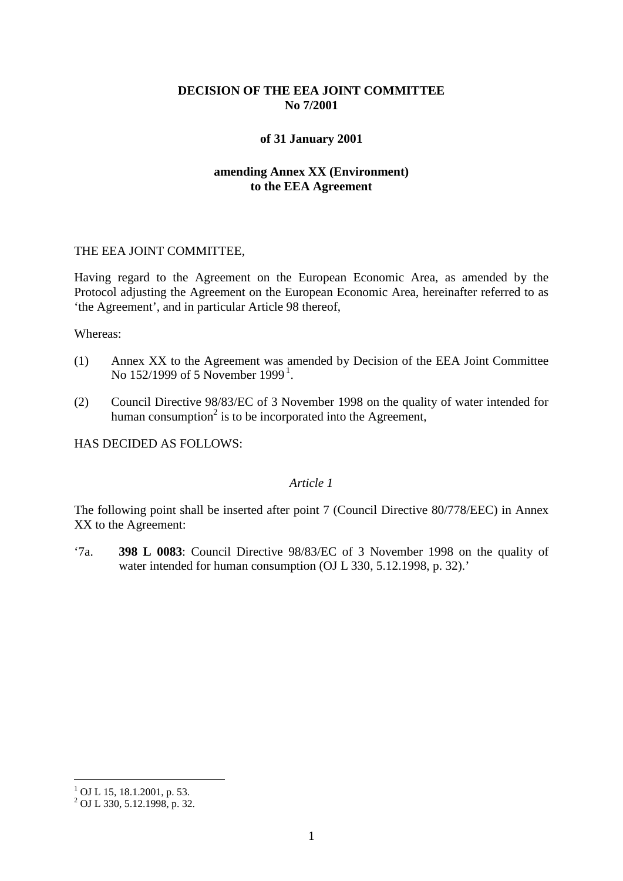**DECISION OF THE EEA JOINT COMMITTEE**
**No 7/2001**

**of 31 January 2001**

**amending Annex XX (Environment)**
**to the EEA Agreement**

THE EEA JOINT COMMITTEE,

Having regard to the Agreement on the European Economic Area, as amended by the Protocol adjusting the Agreement on the European Economic Area, hereinafter referred to as 'the Agreement', and in particular Article 98 thereof,

Whereas:

(1) Annex XX to the Agreement was amended by Decision of the EEA Joint Committee No 152/1999 of 5 November 1999 [1].

(2) Council Directive 98/83/EC of 3 November 1998 on the quality of water intended for human consumption [2] is to be incorporated into the Agreement,

HAS DECIDED AS FOLLOWS:

*Article 1*

The following point shall be inserted after point 7 (Council Directive 80/778/EEC) in Annex XX to the Agreement:

'7a. **398 L 0083**: Council Directive 98/83/EC of 3 November 1998 on the quality of water intended for human consumption (OJ L 330, 5.12.1998, p. 32).'

---

[1] OJ L 15, 18.1.2001, p. 53.
[2] OJ L 330, 5.12.1998, p. 32.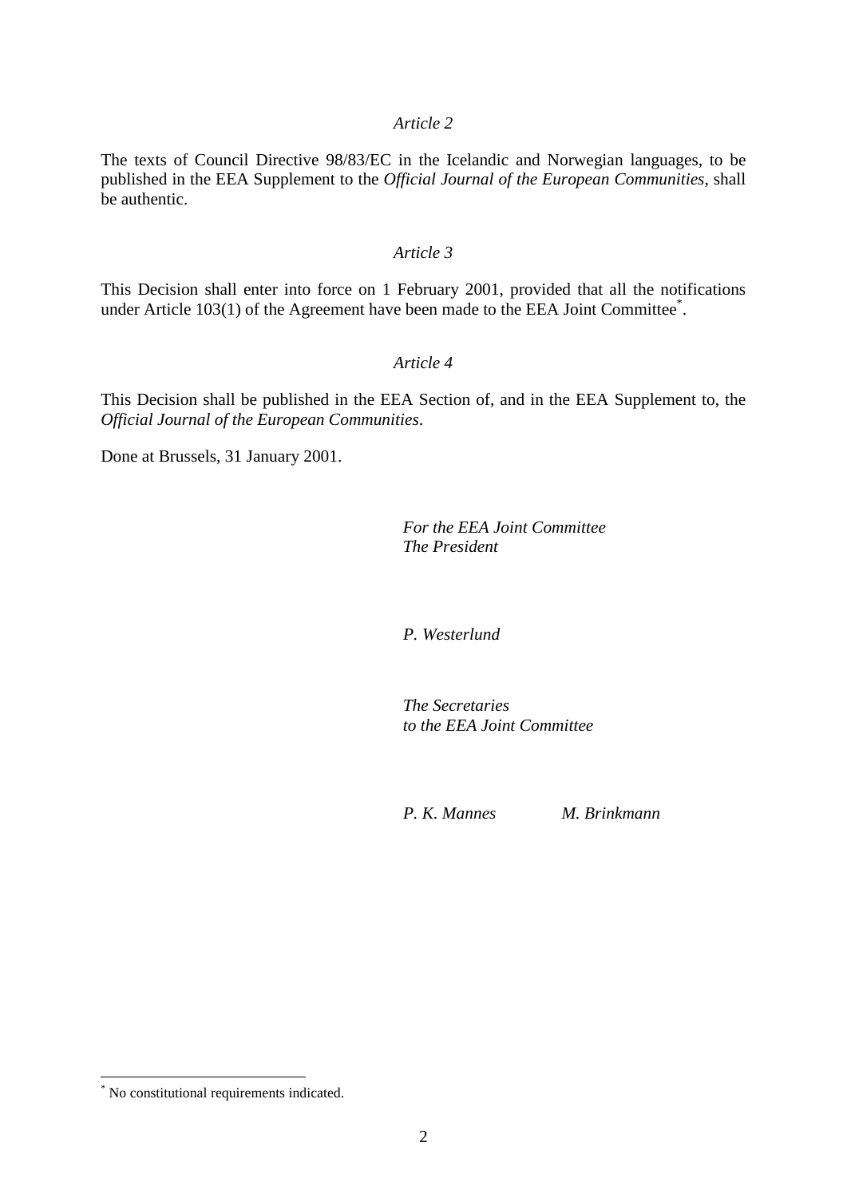*Article 2*

The texts of Council Directive 98/83/EC in the Icelandic and Norwegian languages, to be published in the EEA Supplement to the *Official Journal of the European Communities*, shall be authentic.

*Article 3*

This Decision shall enter into force on 1 February 2001, provided that all the notifications under Article 103(1) of the Agreement have been made to the EEA Joint Committee[*].

*Article 4*

This Decision shall be published in the EEA Section of, and in the EEA Supplement to, the *Official Journal of the European Communities*.

Done at Brussels, 31 January 2001.

*For the EEA Joint Committee*
*The President*

*P. Westerlund*

*The Secretaries*
*to the EEA Joint Committee*

*P. K. Mannes* *M. Brinkmann*

---

[*] No constitutional requirements indicated.